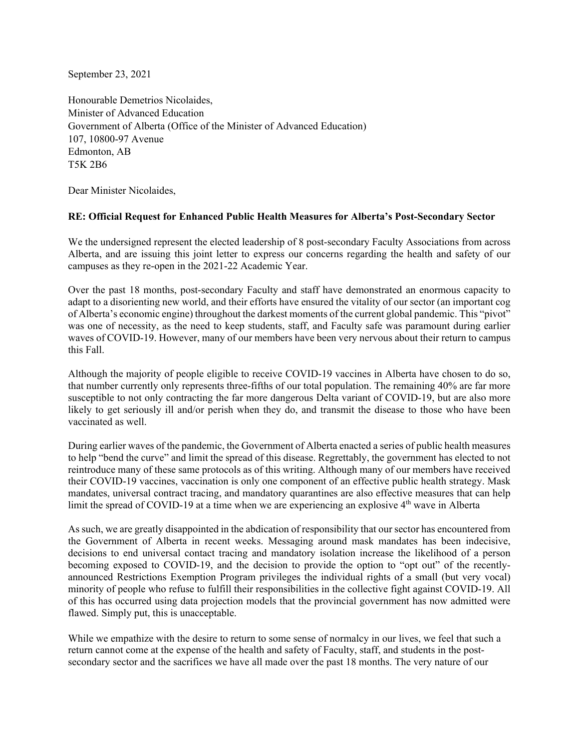September 23, 2021

Honourable Demetrios Nicolaides,
Minister of Advanced Education
Government of Alberta (Office of the Minister of Advanced Education)
107, 10800-97 Avenue
Edmonton, AB
T5K 2B6

Dear Minister Nicolaides,

**RE: Official Request for Enhanced Public Health Measures for Alberta's Post-Secondary Sector**

We the undersigned represent the elected leadership of 8 post-secondary Faculty Associations from across Alberta, and are issuing this joint letter to express our concerns regarding the health and safety of our campuses as they re-open in the 2021-22 Academic Year.

Over the past 18 months, post-secondary Faculty and staff have demonstrated an enormous capacity to adapt to a disorienting new world, and their efforts have ensured the vitality of our sector (an important cog of Alberta's economic engine) throughout the darkest moments of the current global pandemic. This "pivot" was one of necessity, as the need to keep students, staff, and Faculty safe was paramount during earlier waves of COVID-19. However, many of our members have been very nervous about their return to campus this Fall.

Although the majority of people eligible to receive COVID-19 vaccines in Alberta have chosen to do so, that number currently only represents three-fifths of our total population. The remaining 40% are far more susceptible to not only contracting the far more dangerous Delta variant of COVID-19, but are also more likely to get seriously ill and/or perish when they do, and transmit the disease to those who have been vaccinated as well.

During earlier waves of the pandemic, the Government of Alberta enacted a series of public health measures to help "bend the curve" and limit the spread of this disease. Regrettably, the government has elected to not reintroduce many of these same protocols as of this writing. Although many of our members have received their COVID-19 vaccines, vaccination is only one component of an effective public health strategy. Mask mandates, universal contract tracing, and mandatory quarantines are also effective measures that can help limit the spread of COVID-19 at a time when we are experiencing an explosive 4th wave in Alberta

As such, we are greatly disappointed in the abdication of responsibility that our sector has encountered from the Government of Alberta in recent weeks. Messaging around mask mandates has been indecisive, decisions to end universal contact tracing and mandatory isolation increase the likelihood of a person becoming exposed to COVID-19, and the decision to provide the option to "opt out" of the recently-announced Restrictions Exemption Program privileges the individual rights of a small (but very vocal) minority of people who refuse to fulfill their responsibilities in the collective fight against COVID-19. All of this has occurred using data projection models that the provincial government has now admitted were flawed. Simply put, this is unacceptable.

While we empathize with the desire to return to some sense of normalcy in our lives, we feel that such a return cannot come at the expense of the health and safety of Faculty, staff, and students in the post-secondary sector and the sacrifices we have all made over the past 18 months. The very nature of our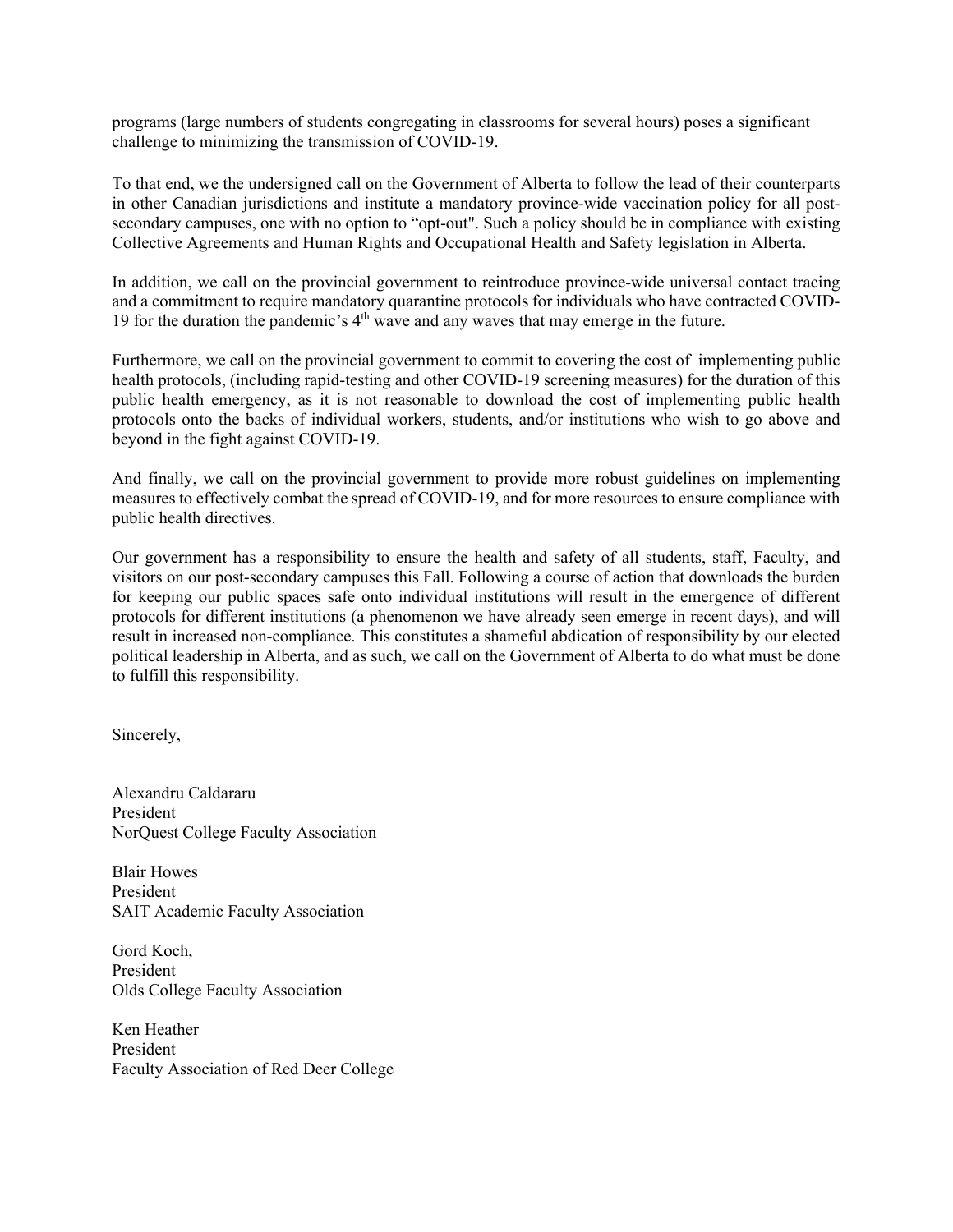programs (large numbers of students congregating in classrooms for several hours) poses a significant challenge to minimizing the transmission of COVID-19.

To that end, we the undersigned call on the Government of Alberta to follow the lead of their counterparts in other Canadian jurisdictions and institute a mandatory province-wide vaccination policy for all post-secondary campuses, one with no option to "opt-out". Such a policy should be in compliance with existing Collective Agreements and Human Rights and Occupational Health and Safety legislation in Alberta.

In addition, we call on the provincial government to reintroduce province-wide universal contact tracing and a commitment to require mandatory quarantine protocols for individuals who have contracted COVID-19 for the duration the pandemic's 4th wave and any waves that may emerge in the future.

Furthermore, we call on the provincial government to commit to covering the cost of implementing public health protocols, (including rapid-testing and other COVID-19 screening measures) for the duration of this public health emergency, as it is not reasonable to download the cost of implementing public health protocols onto the backs of individual workers, students, and/or institutions who wish to go above and beyond in the fight against COVID-19.

And finally, we call on the provincial government to provide more robust guidelines on implementing measures to effectively combat the spread of COVID-19, and for more resources to ensure compliance with public health directives.

Our government has a responsibility to ensure the health and safety of all students, staff, Faculty, and visitors on our post-secondary campuses this Fall. Following a course of action that downloads the burden for keeping our public spaces safe onto individual institutions will result in the emergence of different protocols for different institutions (a phenomenon we have already seen emerge in recent days), and will result in increased non-compliance. This constitutes a shameful abdication of responsibility by our elected political leadership in Alberta, and as such, we call on the Government of Alberta to do what must be done to fulfill this responsibility.

Sincerely,

Alexandru Caldararu
President
NorQuest College Faculty Association

Blair Howes
President
SAIT Academic Faculty Association

Gord Koch,
President
Olds College Faculty Association

Ken Heather
President
Faculty Association of Red Deer College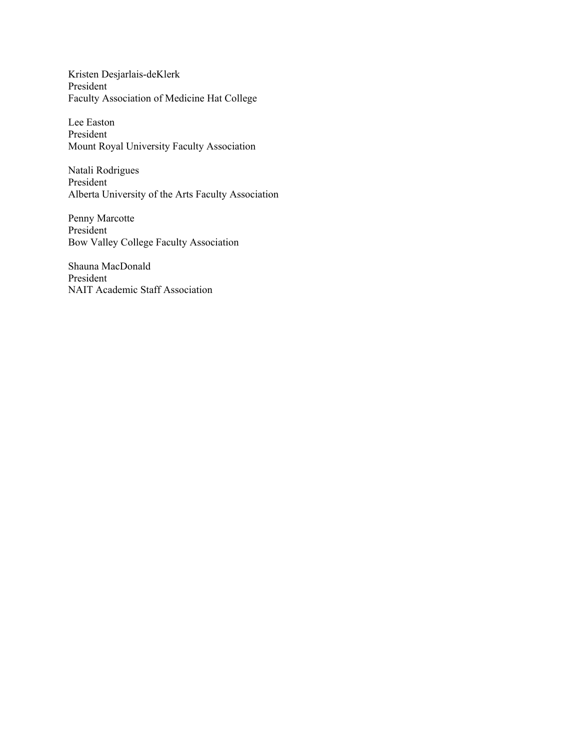Kristen Desjarlais-deKlerk
President
Faculty Association of Medicine Hat College

Lee Easton
President
Mount Royal University Faculty Association

Natali Rodrigues
President
Alberta University of the Arts Faculty Association

Penny Marcotte
President
Bow Valley College Faculty Association

Shauna MacDonald
President
NAIT Academic Staff Association